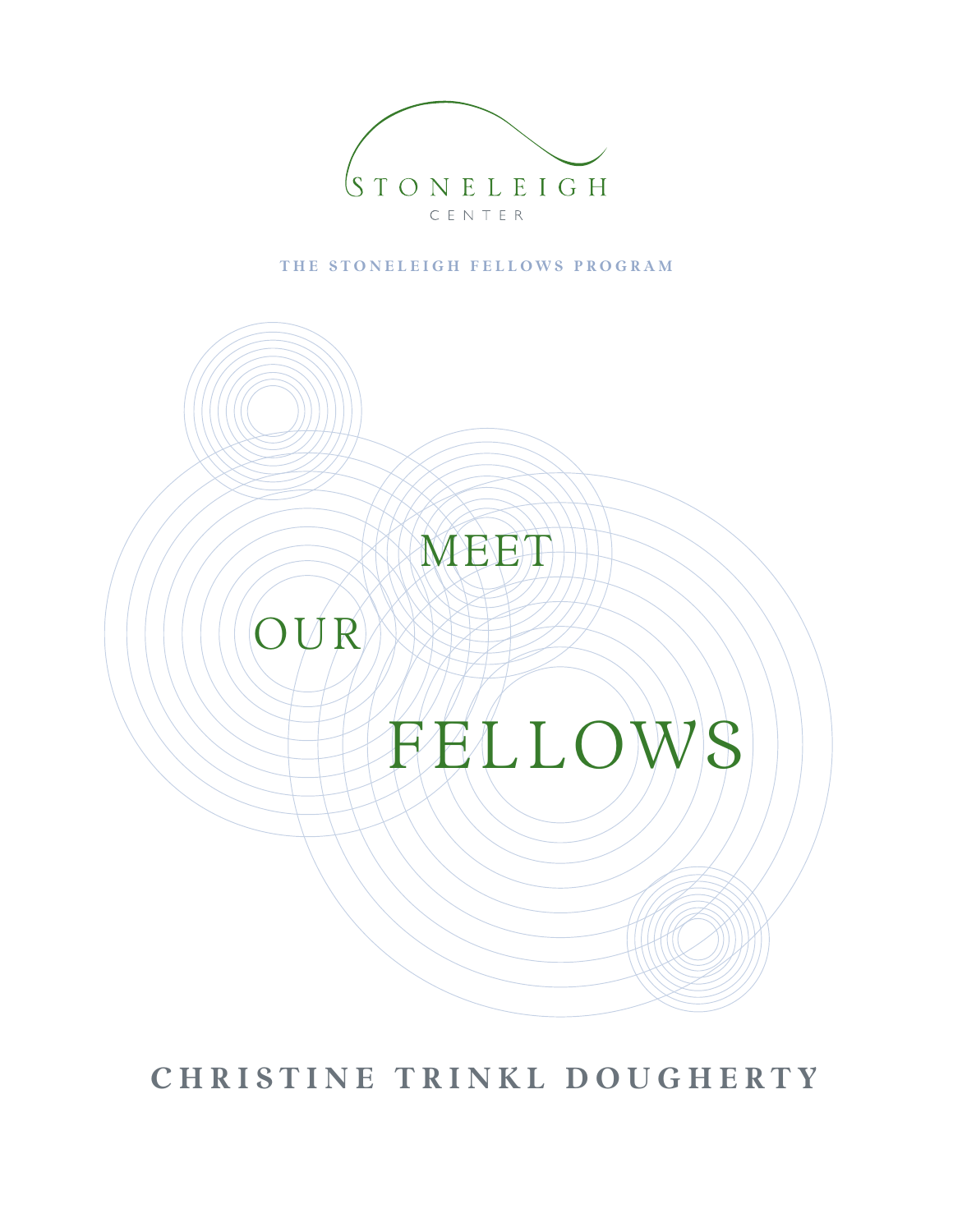STONELEIGH

CENTER

THE STONELEIGH FELLOWS PROGRAM

# MEET OUR FELLOWS

## CHRISTINE TRINKL DOUGHERTY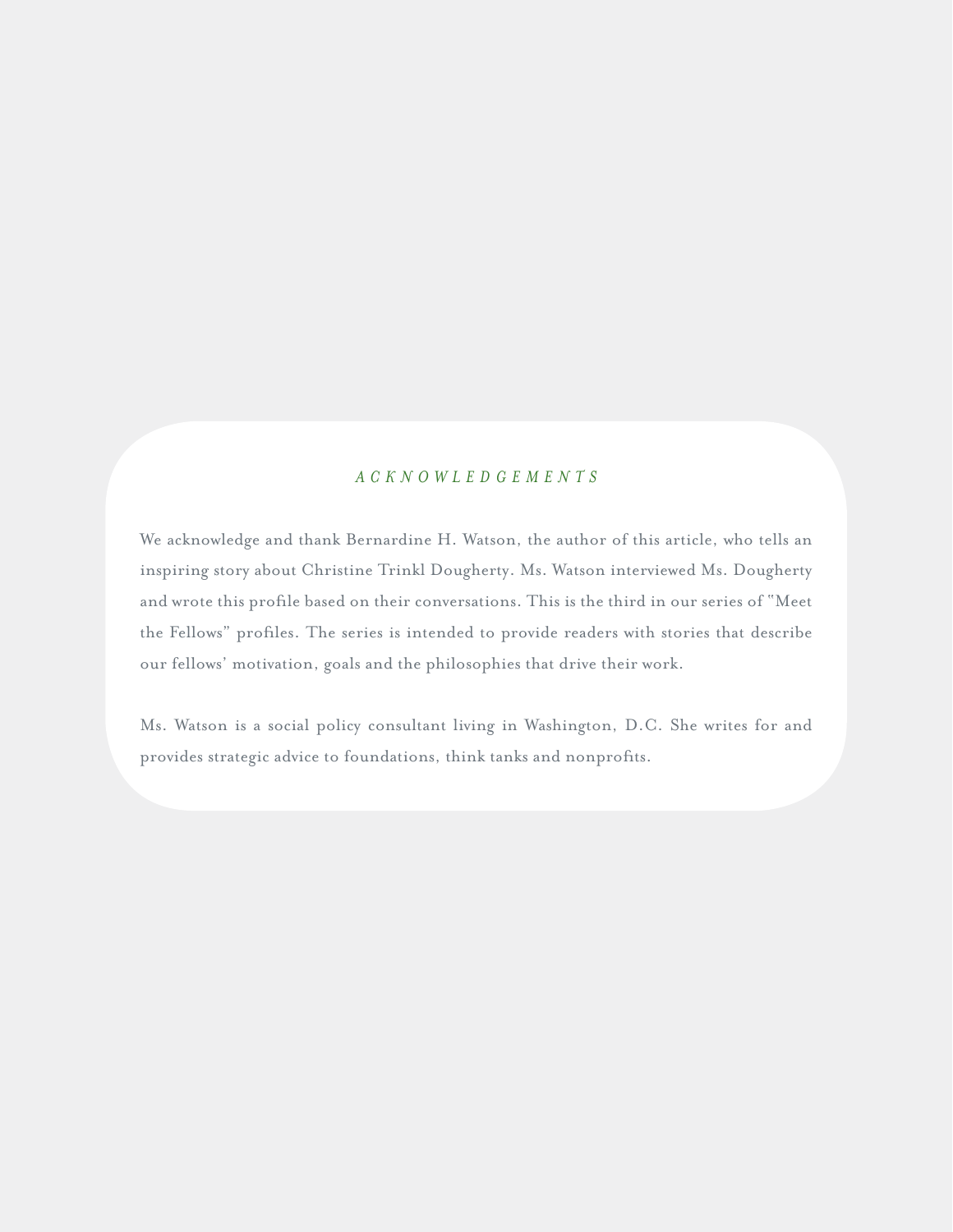## *ACKNOWLEDGEMENTS*

We acknowledge and thank Bernardine H. Watson, the author of this article, who tells an inspiring story about Christine Trinkl Dougherty. Ms. Watson interviewed Ms. Dougherty and wrote this profile based on their conversations. This is the third in our series of "Meet the Fellows" profiles. The series is intended to provide readers with stories that describe our fellows' motivation, goals and the philosophies that drive their work.

Ms. Watson is a social policy consultant living in Washington, D.C. She writes for and provides strategic advice to foundations, think tanks and nonprofits.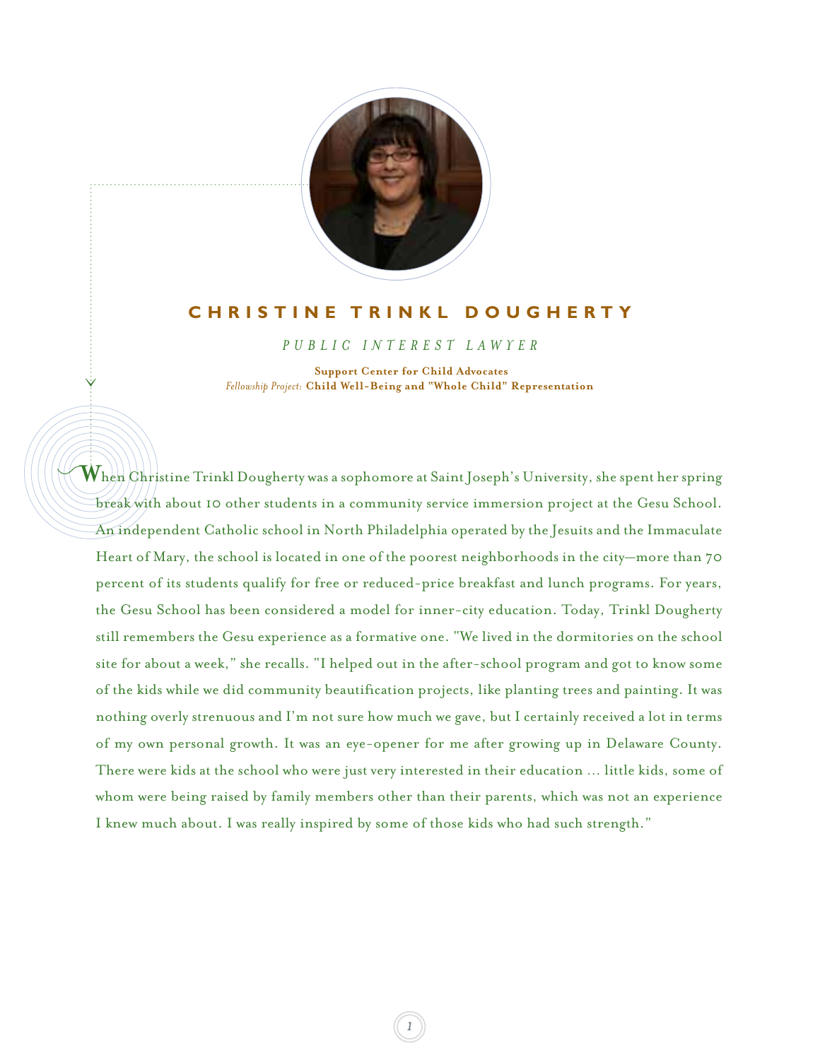# CHRISTINE TRINKL DOUGHERTY

*PUBLIC INTEREST LAWYER*

**Support Center for Child Advocates**
*Fellowship Project:* **Child Well-Being and "Whole Child" Representation**

When Christine Trinkl Dougherty was a sophomore at Saint Joseph's University, she spent her spring break with about 10 other students in a community service immersion project at the Gesu School. An independent Catholic school in North Philadelphia operated by the Jesuits and the Immaculate Heart of Mary, the school is located in one of the poorest neighborhoods in the city—more than 70 percent of its students qualify for free or reduced-price breakfast and lunch programs. For years, the Gesu School has been considered a model for inner-city education. Today, Trinkl Dougherty still remembers the Gesu experience as a formative one. "We lived in the dormitories on the school site for about a week," she recalls. "I helped out in the after-school program and got to know some of the kids while we did community beautification projects, like planting trees and painting. It was nothing overly strenuous and I'm not sure how much we gave, but I certainly received a lot in terms of my own personal growth. It was an eye-opener for me after growing up in Delaware County. There were kids at the school who were just very interested in their education ... little kids, some of whom were being raised by family members other than their parents, which was not an experience I knew much about. I was really inspired by some of those kids who had such strength."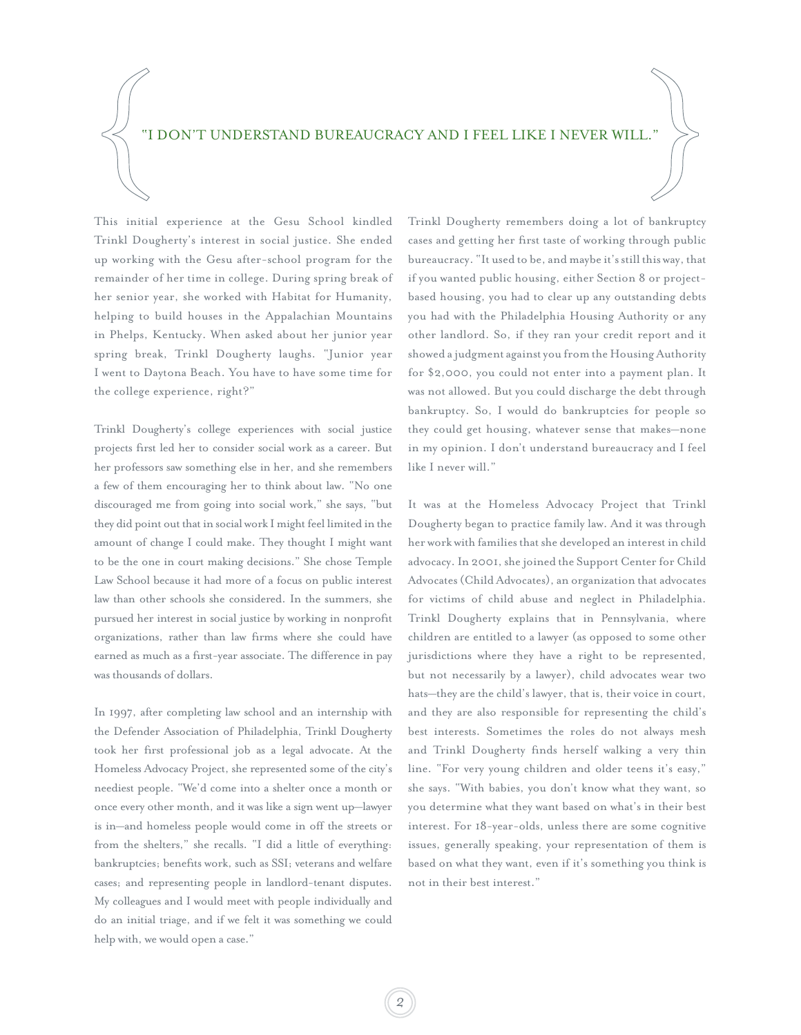> "I DON'T UNDERSTAND BUREAUCRACY AND I FEEL LIKE I NEVER WILL."

This initial experience at the Gesu School kindled Trinkl Dougherty's interest in social justice. She ended up working with the Gesu after-school program for the remainder of her time in college. During spring break of her senior year, she worked with Habitat for Humanity, helping to build houses in the Appalachian Mountains in Phelps, Kentucky. When asked about her junior year spring break, Trinkl Dougherty laughs. "Junior year I went to Daytona Beach. You have to have some time for the college experience, right?"

Trinkl Dougherty's college experiences with social justice projects first led her to consider social work as a career. But her professors saw something else in her, and she remembers a few of them encouraging her to think about law. "No one discouraged me from going into social work," she says, "but they did point out that in social work I might feel limited in the amount of change I could make. They thought I might want to be the one in court making decisions." She chose Temple Law School because it had more of a focus on public interest law than other schools she considered. In the summers, she pursued her interest in social justice by working in nonprofit organizations, rather than law firms where she could have earned as much as a first-year associate. The difference in pay was thousands of dollars.

In 1997, after completing law school and an internship with the Defender Association of Philadelphia, Trinkl Dougherty took her first professional job as a legal advocate. At the Homeless Advocacy Project, she represented some of the city's neediest people. "We'd come into a shelter once a month or once every other month, and it was like a sign went up—lawyer is in—and homeless people would come in off the streets or from the shelters," she recalls. "I did a little of everything: bankruptcies; benefits work, such as SSI; veterans and welfare cases; and representing people in landlord-tenant disputes. My colleagues and I would meet with people individually and do an initial triage, and if we felt it was something we could help with, we would open a case."

Trinkl Dougherty remembers doing a lot of bankruptcy cases and getting her first taste of working through public bureaucracy. "It used to be, and maybe it's still this way, that if you wanted public housing, either Section 8 or project-based housing, you had to clear up any outstanding debts you had with the Philadelphia Housing Authority or any other landlord. So, if they ran your credit report and it showed a judgment against you from the Housing Authority for $2,000, you could not enter into a payment plan. It was not allowed. But you could discharge the debt through bankruptcy. So, I would do bankruptcies for people so they could get housing, whatever sense that makes—none in my opinion. I don't understand bureaucracy and I feel like I never will."

It was at the Homeless Advocacy Project that Trinkl Dougherty began to practice family law. And it was through her work with families that she developed an interest in child advocacy. In 2001, she joined the Support Center for Child Advocates (Child Advocates), an organization that advocates for victims of child abuse and neglect in Philadelphia. Trinkl Dougherty explains that in Pennsylvania, where children are entitled to a lawyer (as opposed to some other jurisdictions where they have a right to be represented, but not necessarily by a lawyer), child advocates wear two hats—they are the child's lawyer, that is, their voice in court, and they are also responsible for representing the child's best interests. Sometimes the roles do not always mesh and Trinkl Dougherty finds herself walking a very thin line. "For very young children and older teens it's easy," she says. "With babies, you don't know what they want, so you determine what they want based on what's in their best interest. For 18-year-olds, unless there are some cognitive issues, generally speaking, your representation of them is based on what they want, even if it's something you think is not in their best interest."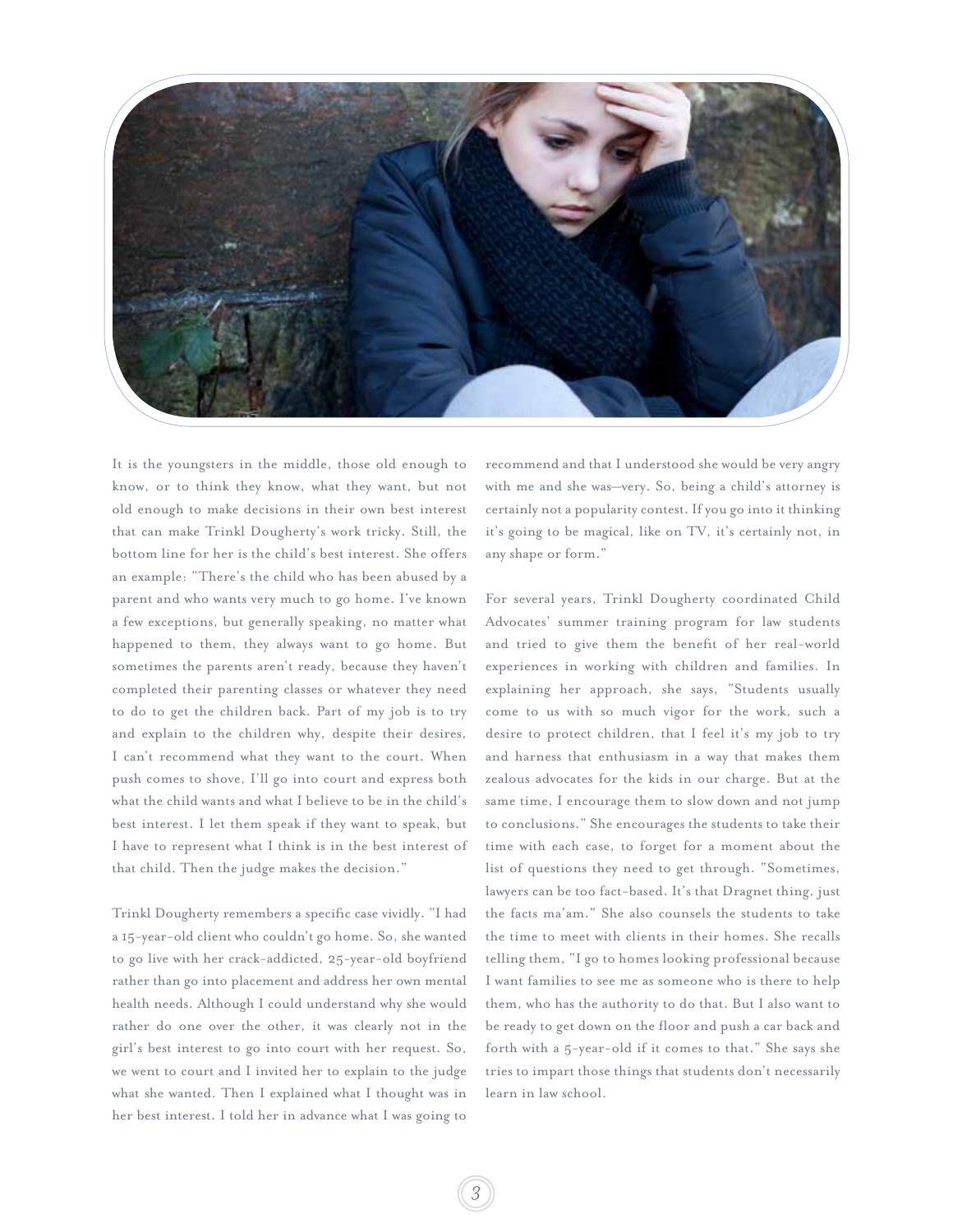It is the youngsters in the middle, those old enough to know, or to think they know, what they want, but not old enough to make decisions in their own best interest that can make Trinkl Dougherty's work tricky. Still, the bottom line for her is the child's best interest. She offers an example: "There's the child who has been abused by a parent and who wants very much to go home. I've known a few exceptions, but generally speaking, no matter what happened to them, they always want to go home. But sometimes the parents aren't ready, because they haven't completed their parenting classes or whatever they need to do to get the children back. Part of my job is to try and explain to the children why, despite their desires, I can't recommend what they want to the court. When push comes to shove, I'll go into court and express both what the child wants and what I believe to be in the child's best interest. I let them speak if they want to speak, but I have to represent what I think is in the best interest of that child. Then the judge makes the decision."

Trinkl Dougherty remembers a specific case vividly. "I had a 15-year-old client who couldn't go home. So, she wanted to go live with her crack-addicted, 25-year-old boyfriend rather than go into placement and address her own mental health needs. Although I could understand why she would rather do one over the other, it was clearly not in the girl's best interest to go into court with her request. So, we went to court and I invited her to explain to the judge what she wanted. Then I explained what I thought was in her best interest. I told her in advance what I was going to recommend and that I understood she would be very angry with me and she was—very. So, being a child's attorney is certainly not a popularity contest. If you go into it thinking it's going to be magical, like on TV, it's certainly not, in any shape or form."

For several years, Trinkl Dougherty coordinated Child Advocates' summer training program for law students and tried to give them the benefit of her real-world experiences in working with children and families. In explaining her approach, she says, "Students usually come to us with so much vigor for the work, such a desire to protect children, that I feel it's my job to try and harness that enthusiasm in a way that makes them zealous advocates for the kids in our charge. But at the same time, I encourage them to slow down and not jump to conclusions." She encourages the students to take their time with each case, to forget for a moment about the list of questions they need to get through. "Sometimes, lawyers can be too fact-based. It's that Dragnet thing, just the facts ma'am." She also counsels the students to take the time to meet with clients in their homes. She recalls telling them, "I go to homes looking professional because I want families to see me as someone who is there to help them, who has the authority to do that. But I also want to be ready to get down on the floor and push a car back and forth with a 5-year-old if it comes to that." She says she tries to impart those things that students don't necessarily learn in law school.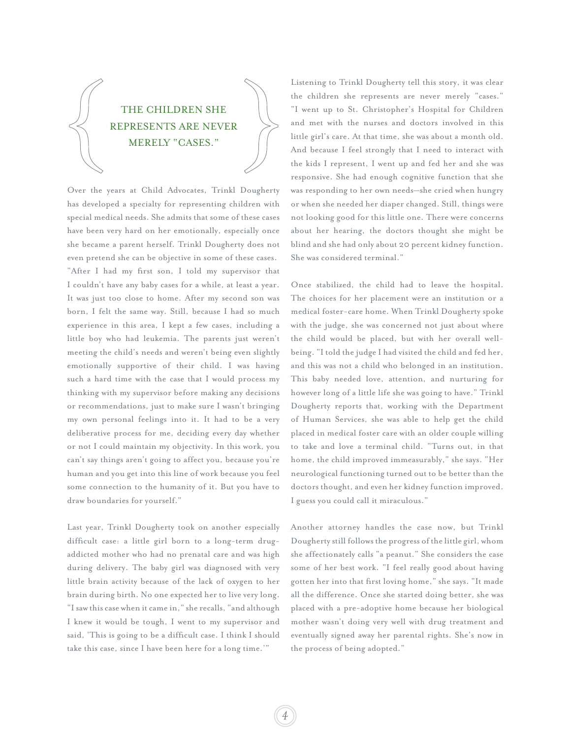> THE CHILDREN SHE REPRESENTS ARE NEVER MERELY "CASES."

Over the years at Child Advocates, Trinkl Dougherty has developed a specialty for representing children with special medical needs. She admits that some of these cases have been very hard on her emotionally, especially once she became a parent herself. Trinkl Dougherty does not even pretend she can be objective in some of these cases. "After I had my first son, I told my supervisor that I couldn't have any baby cases for a while, at least a year. It was just too close to home. After my second son was born, I felt the same way. Still, because I had so much experience in this area, I kept a few cases, including a little boy who had leukemia. The parents just weren't meeting the child's needs and weren't being even slightly emotionally supportive of their child. I was having such a hard time with the case that I would process my thinking with my supervisor before making any decisions or recommendations, just to make sure I wasn't bringing my own personal feelings into it. It had to be a very deliberative process for me, deciding every day whether or not I could maintain my objectivity. In this work, you can't say things aren't going to affect you, because you're human and you get into this line of work because you feel some connection to the humanity of it. But you have to draw boundaries for yourself."

Last year, Trinkl Dougherty took on another especially difficult case: a little girl born to a long-term drug-addicted mother who had no prenatal care and was high during delivery. The baby girl was diagnosed with very little brain activity because of the lack of oxygen to her brain during birth. No one expected her to live very long. "I saw this case when it came in," she recalls, "and although I knew it would be tough, I went to my supervisor and said, 'This is going to be a difficult case. I think I should take this case, since I have been here for a long time.'"

Listening to Trinkl Dougherty tell this story, it was clear the children she represents are never merely "cases." "I went up to St. Christopher's Hospital for Children and met with the nurses and doctors involved in this little girl's care. At that time, she was about a month old. And because I feel strongly that I need to interact with the kids I represent, I went up and fed her and she was responsive. She had enough cognitive function that she was responding to her own needs—she cried when hungry or when she needed her diaper changed. Still, things were not looking good for this little one. There were concerns about her hearing, the doctors thought she might be blind and she had only about 20 percent kidney function. She was considered terminal."

Once stabilized, the child had to leave the hospital. The choices for her placement were an institution or a medical foster-care home. When Trinkl Dougherty spoke with the judge, she was concerned not just about where the child would be placed, but with her overall well-being. "I told the judge I had visited the child and fed her, and this was not a child who belonged in an institution. This baby needed love, attention, and nurturing for however long of a little life she was going to have." Trinkl Dougherty reports that, working with the Department of Human Services, she was able to help get the child placed in medical foster care with an older couple willing to take and love a terminal child. "Turns out, in that home, the child improved immeasurably," she says. "Her neurological functioning turned out to be better than the doctors thought, and even her kidney function improved. I guess you could call it miraculous."

Another attorney handles the case now, but Trinkl Dougherty still follows the progress of the little girl, whom she affectionately calls "a peanut." She considers the case some of her best work. "I feel really good about having gotten her into that first loving home," she says. "It made all the difference. Once she started doing better, she was placed with a pre-adoptive home because her biological mother wasn't doing very well with drug treatment and eventually signed away her parental rights. She's now in the process of being adopted."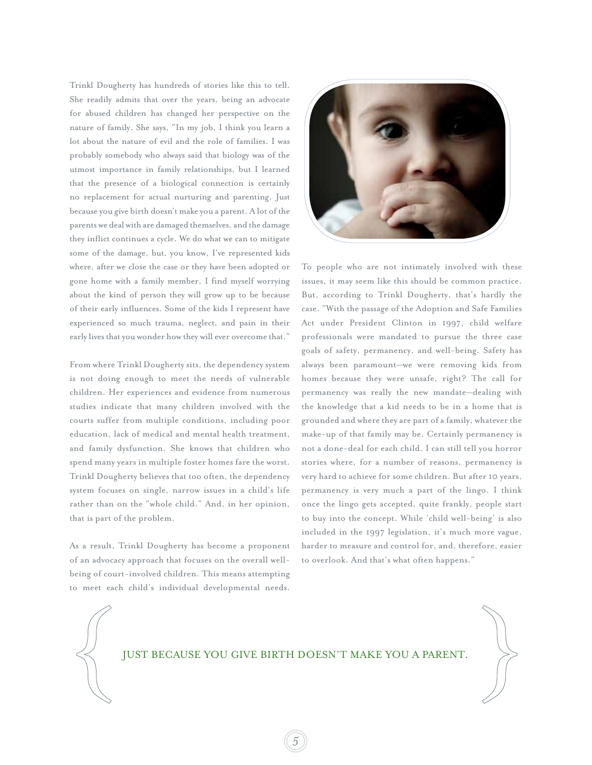Trinkl Dougherty has hundreds of stories like this to tell. She readily admits that over the years, being an advocate for abused children has changed her perspective on the nature of family. She says, "In my job, I think you learn a lot about the nature of evil and the role of families. I was probably somebody who always said that biology was of the utmost importance in family relationships, but I learned that the presence of a biological connection is certainly no replacement for actual nurturing and parenting. Just because you give birth doesn't make you a parent. A lot of the parents we deal with are damaged themselves, and the damage they inflict continues a cycle. We do what we can to mitigate some of the damage, but, you know, I've represented kids where, after we close the case or they have been adopted or gone home with a family member, I find myself worrying about the kind of person they will grow up to be because of their early influences. Some of the kids I represent have experienced so much trauma, neglect, and pain in their early lives that you wonder how they will ever overcome that."

From where Trinkl Dougherty sits, the dependency system is not doing enough to meet the needs of vulnerable children. Her experiences and evidence from numerous studies indicate that many children involved with the courts suffer from multiple conditions, including poor education, lack of medical and mental health treatment, and family dysfunction. She knows that children who spend many years in multiple foster homes fare the worst. Trinkl Dougherty believes that too often, the dependency system focuses on single, narrow issues in a child's life rather than on the "whole child." And, in her opinion, that is part of the problem.

As a result, Trinkl Dougherty has become a proponent of an advocacy approach that focuses on the overall well-being of court-involved children. This means attempting to meet each child's individual developmental needs. To people who are not intimately involved with these issues, it may seem like this should be common practice. But, according to Trinkl Dougherty, that's hardly the case. "With the passage of the Adoption and Safe Families Act under President Clinton in 1997, child welfare professionals were mandated to pursue the three case goals of safety, permanency, and well-being. Safety has always been paramount—we were removing kids from homes because they were unsafe, right? The call for permanency was really the new mandate—dealing with the knowledge that a kid needs to be in a home that is grounded and where they are part of a family, whatever the make-up of that family may be. Certainly permanency is not a done-deal for each child. I can still tell you horror stories where, for a number of reasons, permanency is very hard to achieve for some children. But after 10 years, permanency is very much a part of the lingo. I think once the lingo gets accepted, quite frankly, people start to buy into the concept. While 'child well-being' is also included in the 1997 legislation, it's much more vague, harder to measure and control for, and, therefore, easier to overlook. And that's what often happens."

> JUST BECAUSE YOU GIVE BIRTH DOESN'T MAKE YOU A PARENT.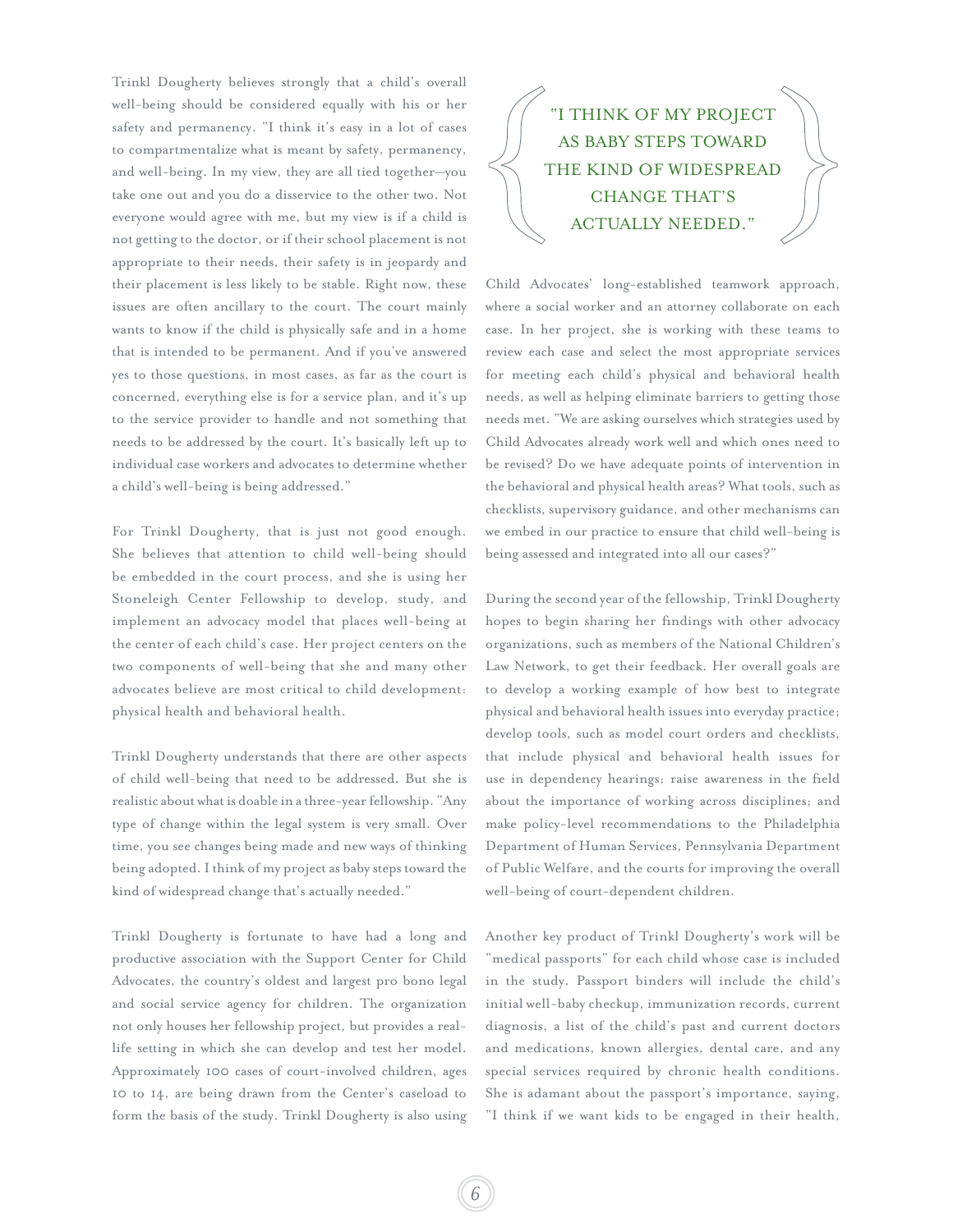Trinkl Dougherty believes strongly that a child's overall well-being should be considered equally with his or her safety and permanency. "I think it's easy in a lot of cases to compartmentalize what is meant by safety, permanency, and well-being. In my view, they are all tied together—you take one out and you do a disservice to the other two. Not everyone would agree with me, but my view is if a child is not getting to the doctor, or if their school placement is not appropriate to their needs, their safety is in jeopardy and their placement is less likely to be stable. Right now, these issues are often ancillary to the court. The court mainly wants to know if the child is physically safe and in a home that is intended to be permanent. And if you've answered yes to those questions, in most cases, as far as the court is concerned, everything else is for a service plan, and it's up to the service provider to handle and not something that needs to be addressed by the court. It's basically left up to individual case workers and advocates to determine whether a child's well-being is being addressed."

For Trinkl Dougherty, that is just not good enough. She believes that attention to child well-being should be embedded in the court process, and she is using her Stoneleigh Center Fellowship to develop, study, and implement an advocacy model that places well-being at the center of each child's case. Her project centers on the two components of well-being that she and many other advocates believe are most critical to child development: physical health and behavioral health.

Trinkl Dougherty understands that there are other aspects of child well-being that need to be addressed. But she is realistic about what is doable in a three-year fellowship. "Any type of change within the legal system is very small. Over time, you see changes being made and new ways of thinking being adopted. I think of my project as baby steps toward the kind of widespread change that's actually needed."

Trinkl Dougherty is fortunate to have had a long and productive association with the Support Center for Child Advocates, the country's oldest and largest pro bono legal and social service agency for children. The organization not only houses her fellowship project, but provides a real-life setting in which she can develop and test her model. Approximately 100 cases of court-involved children, ages 10 to 14, are being drawn from the Center's caseload to form the basis of the study. Trinkl Dougherty is also using

> "I THINK OF MY PROJECT AS BABY STEPS TOWARD THE KIND OF WIDESPREAD CHANGE THAT'S ACTUALLY NEEDED."

Child Advocates' long-established teamwork approach, where a social worker and an attorney collaborate on each case. In her project, she is working with these teams to review each case and select the most appropriate services for meeting each child's physical and behavioral health needs, as well as helping eliminate barriers to getting those needs met. "We are asking ourselves which strategies used by Child Advocates already work well and which ones need to be revised? Do we have adequate points of intervention in the behavioral and physical health areas? What tools, such as checklists, supervisory guidance, and other mechanisms can we embed in our practice to ensure that child well-being is being assessed and integrated into all our cases?"

During the second year of the fellowship, Trinkl Dougherty hopes to begin sharing her findings with other advocacy organizations, such as members of the National Children's Law Network, to get their feedback. Her overall goals are to develop a working example of how best to integrate physical and behavioral health issues into everyday practice; develop tools, such as model court orders and checklists, that include physical and behavioral health issues for use in dependency hearings; raise awareness in the field about the importance of working across disciplines; and make policy-level recommendations to the Philadelphia Department of Human Services, Pennsylvania Department of Public Welfare, and the courts for improving the overall well-being of court-dependent children.

Another key product of Trinkl Dougherty's work will be "medical passports" for each child whose case is included in the study. Passport binders will include the child's initial well-baby checkup, immunization records, current diagnosis, a list of the child's past and current doctors and medications, known allergies, dental care, and any special services required by chronic health conditions. She is adamant about the passport's importance, saying, "I think if we want kids to be engaged in their health,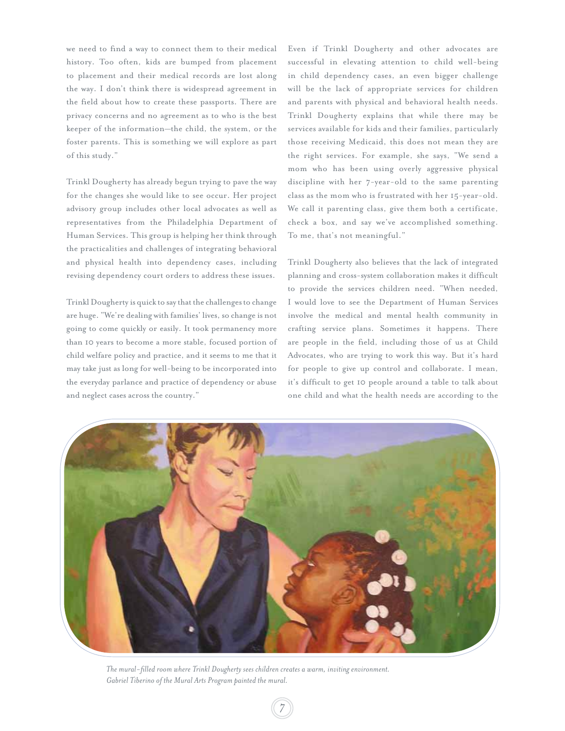we need to find a way to connect them to their medical history. Too often, kids are bumped from placement to placement and their medical records are lost along the way. I don't think there is widespread agreement in the field about how to create these passports. There are privacy concerns and no agreement as to who is the best keeper of the information—the child, the system, or the foster parents. This is something we will explore as part of this study."

Trinkl Dougherty has already begun trying to pave the way for the changes she would like to see occur. Her project advisory group includes other local advocates as well as representatives from the Philadelphia Department of Human Services. This group is helping her think through the practicalities and challenges of integrating behavioral and physical health into dependency cases, including revising dependency court orders to address these issues.

Trinkl Dougherty is quick to say that the challenges to change are huge. "We're dealing with families' lives, so change is not going to come quickly or easily. It took permanency more than 10 years to become a more stable, focused portion of child welfare policy and practice, and it seems to me that it may take just as long for well-being to be incorporated into the everyday parlance and practice of dependency or abuse and neglect cases across the country."

Even if Trinkl Dougherty and other advocates are successful in elevating attention to child well-being in child dependency cases, an even bigger challenge will be the lack of appropriate services for children and parents with physical and behavioral health needs. Trinkl Dougherty explains that while there may be services available for kids and their families, particularly those receiving Medicaid, this does not mean they are the right services. For example, she says, "We send a mom who has been using overly aggressive physical discipline with her 7-year-old to the same parenting class as the mom who is frustrated with her 15-year-old. We call it parenting class, give them both a certificate, check a box, and say we've accomplished something. To me, that's not meaningful."

Trinkl Dougherty also believes that the lack of integrated planning and cross-system collaboration makes it difficult to provide the services children need. "When needed, I would love to see the Department of Human Services involve the medical and mental health community in crafting service plans. Sometimes it happens. There are people in the field, including those of us at Child Advocates, who are trying to work this way. But it's hard for people to give up control and collaborate. I mean, it's difficult to get 10 people around a table to talk about one child and what the health needs are according to the

*The mural-filled room where Trinkl Dougherty sees children creates a warm, inviting environment. Gabriel Tiberino of the Mural Arts Program painted the mural.*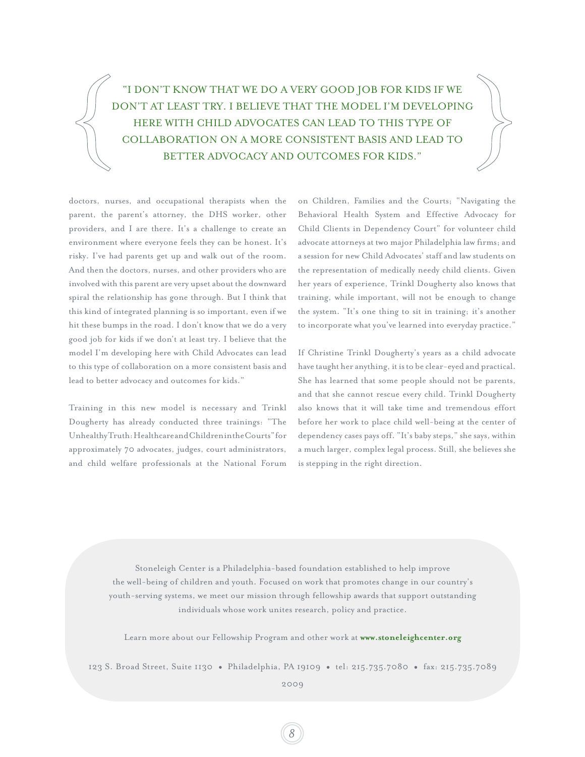> "I DON'T KNOW THAT WE DO A VERY GOOD JOB FOR KIDS IF WE DON'T AT LEAST TRY. I BELIEVE THAT THE MODEL I'M DEVELOPING HERE WITH CHILD ADVOCATES CAN LEAD TO THIS TYPE OF COLLABORATION ON A MORE CONSISTENT BASIS AND LEAD TO BETTER ADVOCACY AND OUTCOMES FOR KIDS."

doctors, nurses, and occupational therapists when the parent, the parent's attorney, the DHS worker, other providers, and I are there. It's a challenge to create an environment where everyone feels they can be honest. It's risky. I've had parents get up and walk out of the room. And then the doctors, nurses, and other providers who are involved with this parent are very upset about the downward spiral the relationship has gone through. But I think that this kind of integrated planning is so important, even if we hit these bumps in the road. I don't know that we do a very good job for kids if we don't at least try. I believe that the model I'm developing here with Child Advocates can lead to this type of collaboration on a more consistent basis and lead to better advocacy and outcomes for kids."

Training in this new model is necessary and Trinkl Dougherty has already conducted three trainings: "The Unhealthy Truth: Healthcare and Children in the Courts" for approximately 70 advocates, judges, court administrators, and child welfare professionals at the National Forum on Children, Families and the Courts; "Navigating the Behavioral Health System and Effective Advocacy for Child Clients in Dependency Court" for volunteer child advocate attorneys at two major Philadelphia law firms; and a session for new Child Advocates' staff and law students on the representation of medically needy child clients. Given her years of experience, Trinkl Dougherty also knows that training, while important, will not be enough to change the system. "It's one thing to sit in training; it's another to incorporate what you've learned into everyday practice."

If Christine Trinkl Dougherty's years as a child advocate have taught her anything, it is to be clear-eyed and practical. She has learned that some people should not be parents, and that she cannot rescue every child. Trinkl Dougherty also knows that it will take time and tremendous effort before her work to place child well-being at the center of dependency cases pays off. "It's baby steps," she says, within a much larger, complex legal process. Still, she believes she is stepping in the right direction.

Stoneleigh Center is a Philadelphia-based foundation established to help improve the well-being of children and youth. Focused on work that promotes change in our country's youth-serving systems, we meet our mission through fellowship awards that support outstanding individuals whose work unites research, policy and practice.

Learn more about our Fellowship Program and other work at **www.stoneleighcenter.org**

123 S. Broad Street, Suite 1130 • Philadelphia, PA 19109 • tel: 215.735.7080 • fax: 215.735.7089

2009